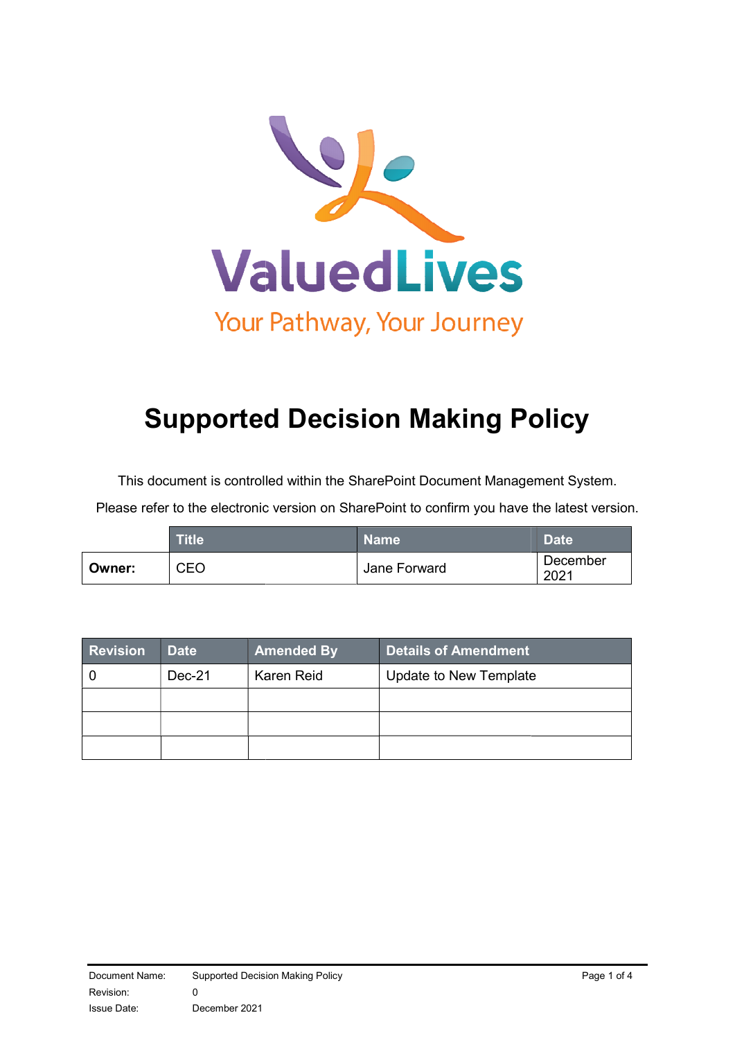ValuedLives

Your Pathway, Your Journey

# Supported Decision Making Policy

This document is controlled within the SharePoint Document Management System.

Please refer to the electronic version on SharePoint to confirm you have the latest version.

| | Title | Name | Date |
|---|---|---|---|
| **Owner:** | CEO | Jane Forward | December 2021 |

| Revision | Date | Amended By | Details of Amendment |
|---|---|---|---|
| 0 | Dec-21 | Karen Reid | Update to New Template |
| | | | |
| | | | |
| | | | |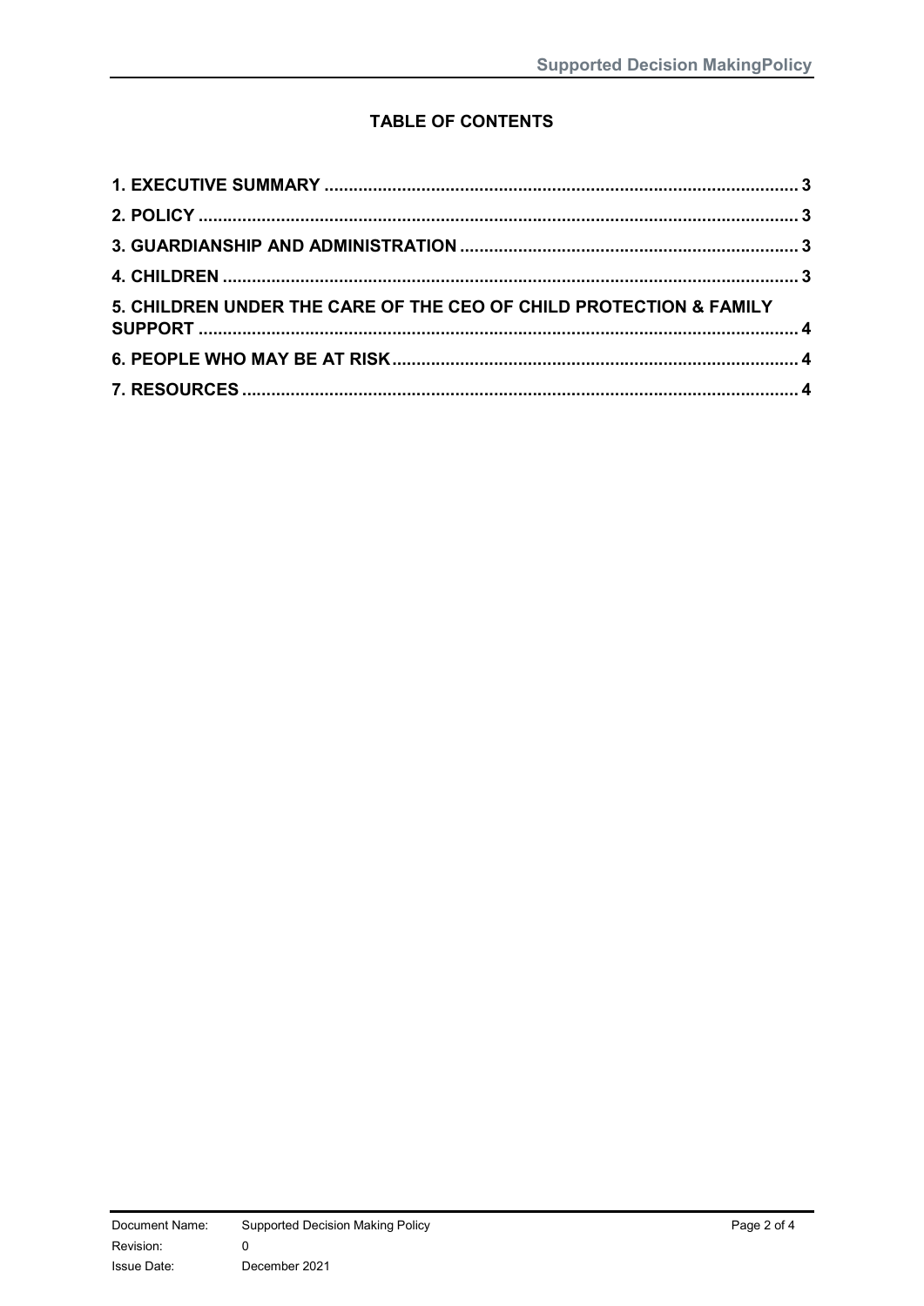**TABLE OF CONTENTS**

**1. EXECUTIVE SUMMARY ..................................................................................................... 3**

**2. POLICY ............................................................................................................................ 3**

**3. GUARDIANSHIP AND ADMINISTRATION ....................................................................... 3**

**4. CHILDREN ....................................................................................................................... 3**

**5. CHILDREN UNDER THE CARE OF THE CEO OF CHILD PROTECTION & FAMILY SUPPORT ........................................................................................................................... 4**

**6. PEOPLE WHO MAY BE AT RISK ..................................................................................... 4**

**7. RESOURCES ................................................................................................................... 4**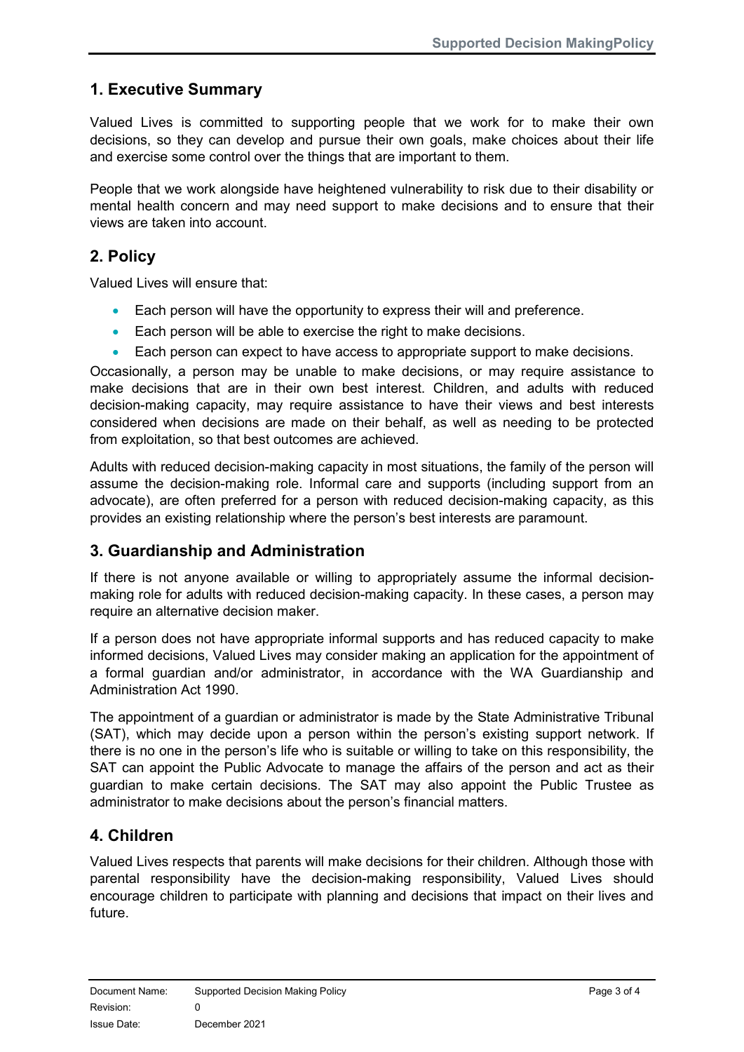## 1. Executive Summary

Valued Lives is committed to supporting people that we work for to make their own decisions, so they can develop and pursue their own goals, make choices about their life and exercise some control over the things that are important to them.

People that we work alongside have heightened vulnerability to risk due to their disability or mental health concern and may need support to make decisions and to ensure that their views are taken into account.

## 2. Policy

Valued Lives will ensure that:

- Each person will have the opportunity to express their will and preference.
- Each person will be able to exercise the right to make decisions.
- Each person can expect to have access to appropriate support to make decisions.

Occasionally, a person may be unable to make decisions, or may require assistance to make decisions that are in their own best interest. Children, and adults with reduced decision-making capacity, may require assistance to have their views and best interests considered when decisions are made on their behalf, as well as needing to be protected from exploitation, so that best outcomes are achieved.

Adults with reduced decision-making capacity in most situations, the family of the person will assume the decision-making role. Informal care and supports (including support from an advocate), are often preferred for a person with reduced decision-making capacity, as this provides an existing relationship where the person's best interests are paramount.

## 3. Guardianship and Administration

If there is not anyone available or willing to appropriately assume the informal decision-making role for adults with reduced decision-making capacity. In these cases, a person may require an alternative decision maker.

If a person does not have appropriate informal supports and has reduced capacity to make informed decisions, Valued Lives may consider making an application for the appointment of a formal guardian and/or administrator, in accordance with the WA Guardianship and Administration Act 1990.

The appointment of a guardian or administrator is made by the State Administrative Tribunal (SAT), which may decide upon a person within the person's existing support network. If there is no one in the person's life who is suitable or willing to take on this responsibility, the SAT can appoint the Public Advocate to manage the affairs of the person and act as their guardian to make certain decisions. The SAT may also appoint the Public Trustee as administrator to make decisions about the person's financial matters.

## 4. Children

Valued Lives respects that parents will make decisions for their children. Although those with parental responsibility have the decision-making responsibility, Valued Lives should encourage children to participate with planning and decisions that impact on their lives and future.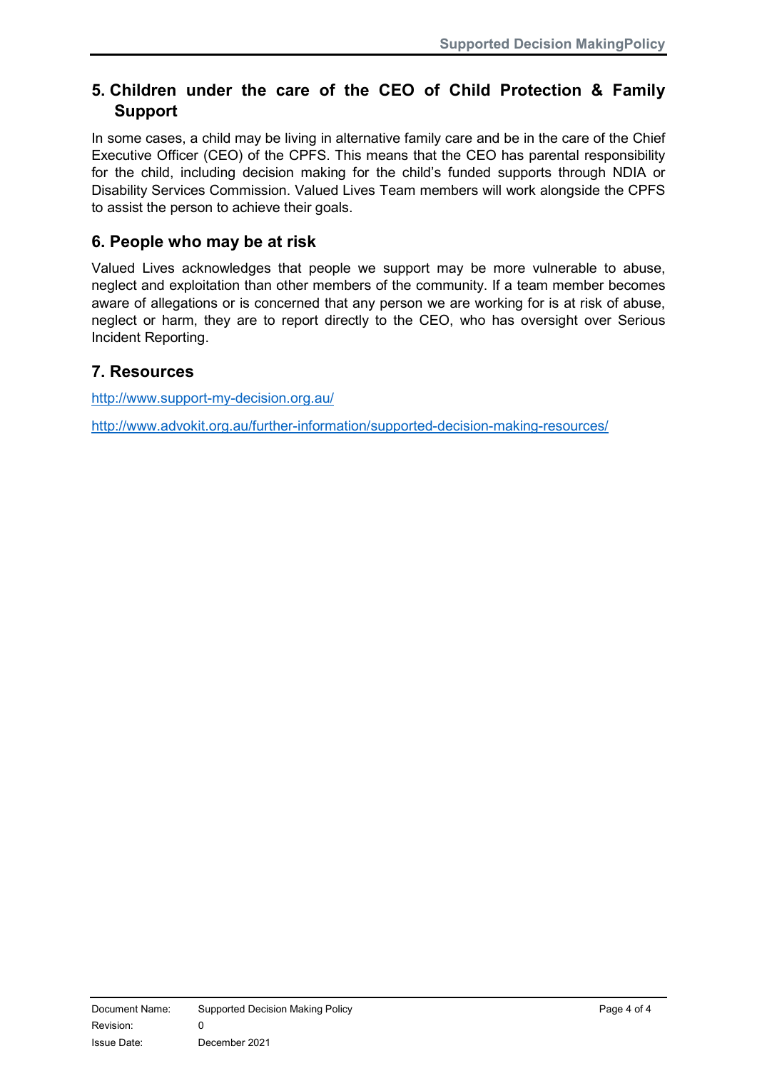## 5. Children under the care of the CEO of Child Protection & Family Support

In some cases, a child may be living in alternative family care and be in the care of the Chief Executive Officer (CEO) of the CPFS. This means that the CEO has parental responsibility for the child, including decision making for the child's funded supports through NDIA or Disability Services Commission. Valued Lives Team members will work alongside the CPFS to assist the person to achieve their goals.

## 6. People who may be at risk

Valued Lives acknowledges that people we support may be more vulnerable to abuse, neglect and exploitation than other members of the community. If a team member becomes aware of allegations or is concerned that any person we are working for is at risk of abuse, neglect or harm, they are to report directly to the CEO, who has oversight over Serious Incident Reporting.

## 7. Resources

http://www.support-my-decision.org.au/

http://www.advokit.org.au/further-information/supported-decision-making-resources/